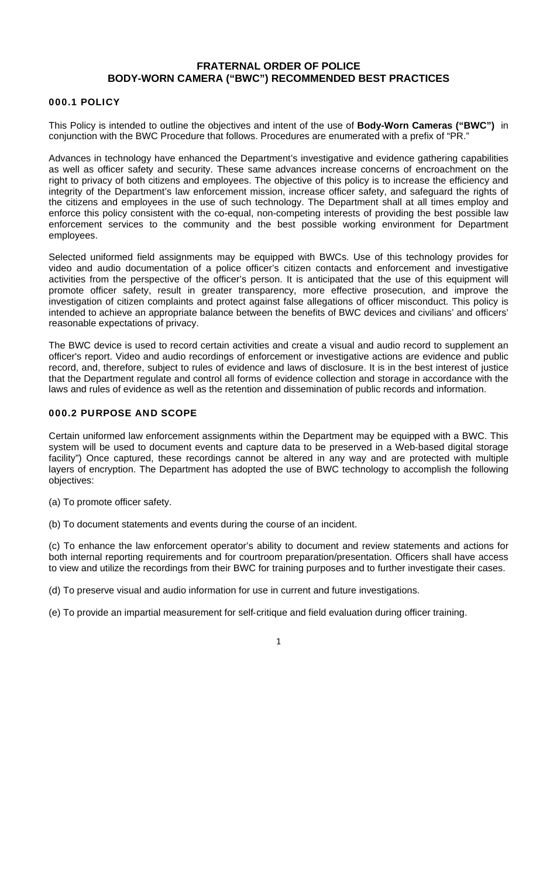# FRATERNAL ORDER OF POLICE
# BODY-WORN CAMERA ("BWC") RECOMMENDED BEST PRACTICES

## 000.1 POLICY

This Policy is intended to outline the objectives and intent of the use of **Body-Worn Cameras ("BWC")** in conjunction with the BWC Procedure that follows. Procedures are enumerated with a prefix of "PR."

Advances in technology have enhanced the Department's investigative and evidence gathering capabilities as well as officer safety and security. These same advances increase concerns of encroachment on the right to privacy of both citizens and employees. The objective of this policy is to increase the efficiency and integrity of the Department's law enforcement mission, increase officer safety, and safeguard the rights of the citizens and employees in the use of such technology. The Department shall at all times employ and enforce this policy consistent with the co-equal, non-competing interests of providing the best possible law enforcement services to the community and the best possible working environment for Department employees.

Selected uniformed field assignments may be equipped with BWCs. Use of this technology provides for video and audio documentation of a police officer's citizen contacts and enforcement and investigative activities from the perspective of the officer's person. It is anticipated that the use of this equipment will promote officer safety, result in greater transparency, more effective prosecution, and improve the investigation of citizen complaints and protect against false allegations of officer misconduct. This policy is intended to achieve an appropriate balance between the benefits of BWC devices and civilians' and officers' reasonable expectations of privacy.

The BWC device is used to record certain activities and create a visual and audio record to supplement an officer's report. Video and audio recordings of enforcement or investigative actions are evidence and public record, and, therefore, subject to rules of evidence and laws of disclosure. It is in the best interest of justice that the Department regulate and control all forms of evidence collection and storage in accordance with the laws and rules of evidence as well as the retention and dissemination of public records and information.

## 000.2 PURPOSE AND SCOPE

Certain uniformed law enforcement assignments within the Department may be equipped with a BWC. This system will be used to document events and capture data to be preserved in a Web-based digital storage facility") Once captured, these recordings cannot be altered in any way and are protected with multiple layers of encryption. The Department has adopted the use of BWC technology to accomplish the following objectives:

(a) To promote officer safety.

(b) To document statements and events during the course of an incident.

(c) To enhance the law enforcement operator's ability to document and review statements and actions for both internal reporting requirements and for courtroom preparation/presentation. Officers shall have access to view and utilize the recordings from their BWC for training purposes and to further investigate their cases.

(d) To preserve visual and audio information for use in current and future investigations.

(e) To provide an impartial measurement for self-critique and field evaluation during officer training.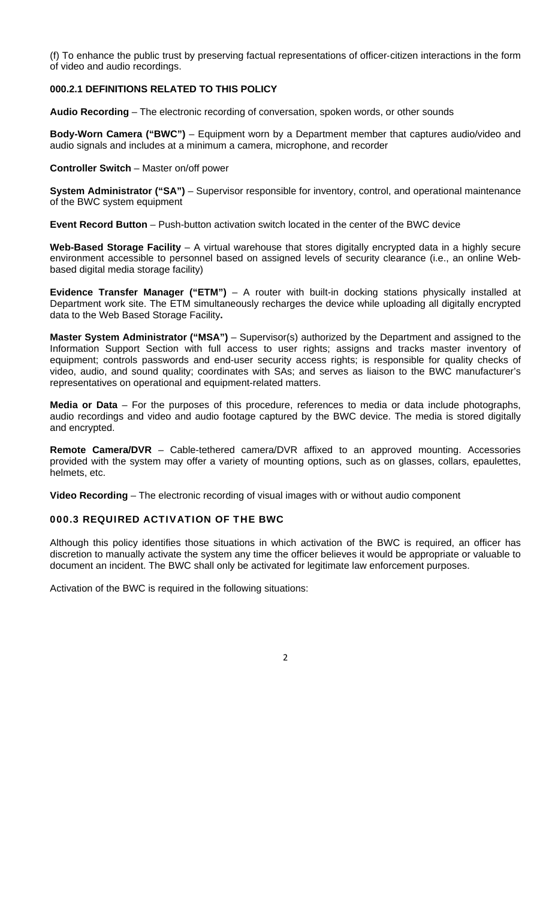(f) To enhance the public trust by preserving factual representations of officer-citizen interactions in the form of video and audio recordings.

### 000.2.1 DEFINITIONS RELATED TO THIS POLICY

**Audio Recording** – The electronic recording of conversation, spoken words, or other sounds

**Body-Worn Camera ("BWC")** – Equipment worn by a Department member that captures audio/video and audio signals and includes at a minimum a camera, microphone, and recorder

**Controller Switch** – Master on/off power

**System Administrator ("SA")** – Supervisor responsible for inventory, control, and operational maintenance of the BWC system equipment

**Event Record Button** – Push-button activation switch located in the center of the BWC device

**Web-Based Storage Facility** – A virtual warehouse that stores digitally encrypted data in a highly secure environment accessible to personnel based on assigned levels of security clearance (i.e., an online Web-based digital media storage facility)

**Evidence Transfer Manager ("ETM")** – A router with built-in docking stations physically installed at Department work site. The ETM simultaneously recharges the device while uploading all digitally encrypted data to the Web Based Storage Facility**.**

**Master System Administrator ("MSA")** – Supervisor(s) authorized by the Department and assigned to the Information Support Section with full access to user rights; assigns and tracks master inventory of equipment; controls passwords and end-user security access rights; is responsible for quality checks of video, audio, and sound quality; coordinates with SAs; and serves as liaison to the BWC manufacturer's representatives on operational and equipment-related matters.

**Media or Data** – For the purposes of this procedure, references to media or data include photographs, audio recordings and video and audio footage captured by the BWC device. The media is stored digitally and encrypted.

**Remote Camera/DVR** – Cable-tethered camera/DVR affixed to an approved mounting. Accessories provided with the system may offer a variety of mounting options, such as on glasses, collars, epaulettes, helmets, etc.

**Video Recording** – The electronic recording of visual images with or without audio component

## 000.3 REQUIRED ACTIVATION OF THE BWC

Although this policy identifies those situations in which activation of the BWC is required, an officer has discretion to manually activate the system any time the officer believes it would be appropriate or valuable to document an incident. The BWC shall only be activated for legitimate law enforcement purposes.

Activation of the BWC is required in the following situations: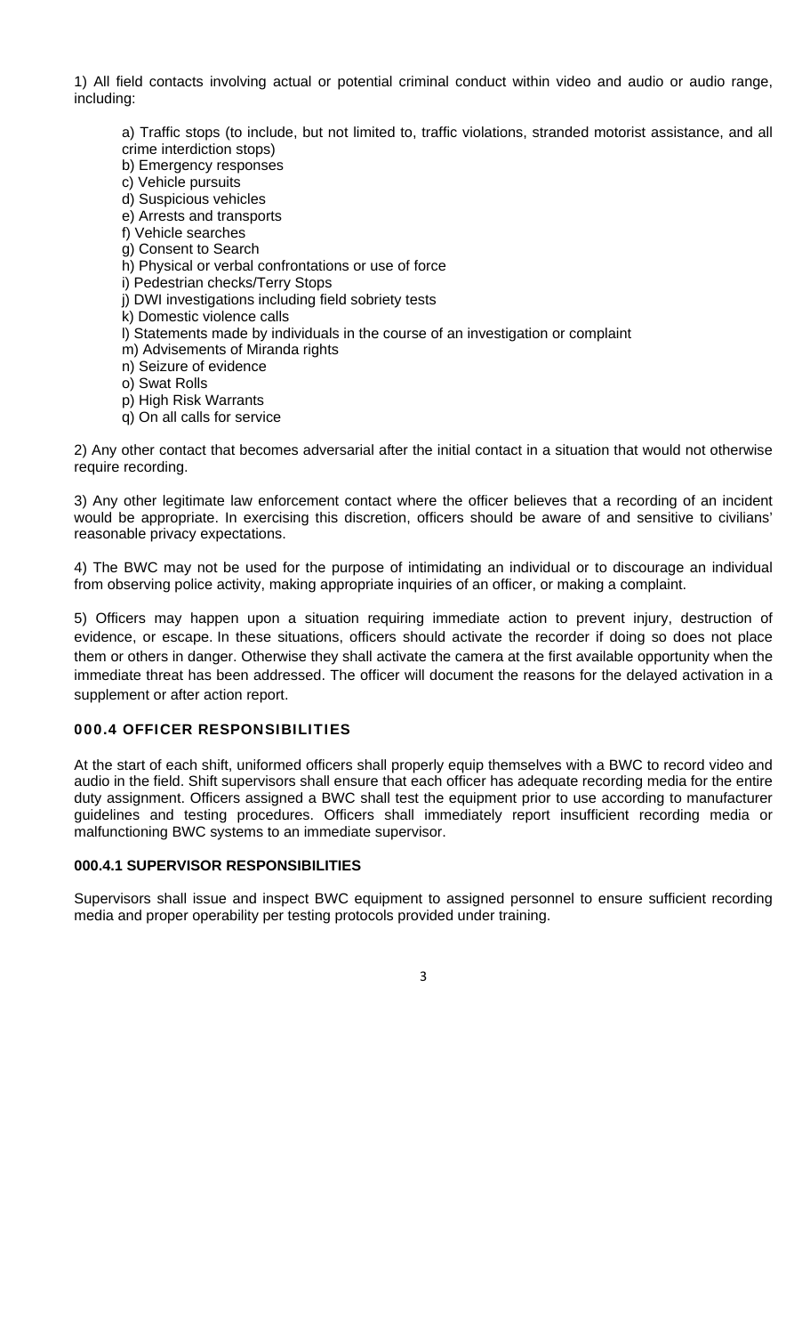1) All field contacts involving actual or potential criminal conduct within video and audio or audio range, including:

a) Traffic stops (to include, but not limited to, traffic violations, stranded motorist assistance, and all crime interdiction stops)
b) Emergency responses
c) Vehicle pursuits
d) Suspicious vehicles
e) Arrests and transports
f) Vehicle searches
g) Consent to Search
h) Physical or verbal confrontations or use of force
i) Pedestrian checks/Terry Stops
j) DWI investigations including field sobriety tests
k) Domestic violence calls
l) Statements made by individuals in the course of an investigation or complaint
m) Advisements of Miranda rights
n) Seizure of evidence
o) Swat Rolls
p) High Risk Warrants
q) On all calls for service

2) Any other contact that becomes adversarial after the initial contact in a situation that would not otherwise require recording.

3) Any other legitimate law enforcement contact where the officer believes that a recording of an incident would be appropriate. In exercising this discretion, officers should be aware of and sensitive to civilians' reasonable privacy expectations.

4) The BWC may not be used for the purpose of intimidating an individual or to discourage an individual from observing police activity, making appropriate inquiries of an officer, or making a complaint.

5) Officers may happen upon a situation requiring immediate action to prevent injury, destruction of evidence, or escape. In these situations, officers should activate the recorder if doing so does not place them or others in danger. Otherwise they shall activate the camera at the first available opportunity when the immediate threat has been addressed. The officer will document the reasons for the delayed activation in a supplement or after action report.

### 000.4 OFFICER RESPONSIBILITIES

At the start of each shift, uniformed officers shall properly equip themselves with a BWC to record video and audio in the field. Shift supervisors shall ensure that each officer has adequate recording media for the entire duty assignment. Officers assigned a BWC shall test the equipment prior to use according to manufacturer guidelines and testing procedures. Officers shall immediately report insufficient recording media or malfunctioning BWC systems to an immediate supervisor.

#### 000.4.1 SUPERVISOR RESPONSIBILITIES

Supervisors shall issue and inspect BWC equipment to assigned personnel to ensure sufficient recording media and proper operability per testing protocols provided under training.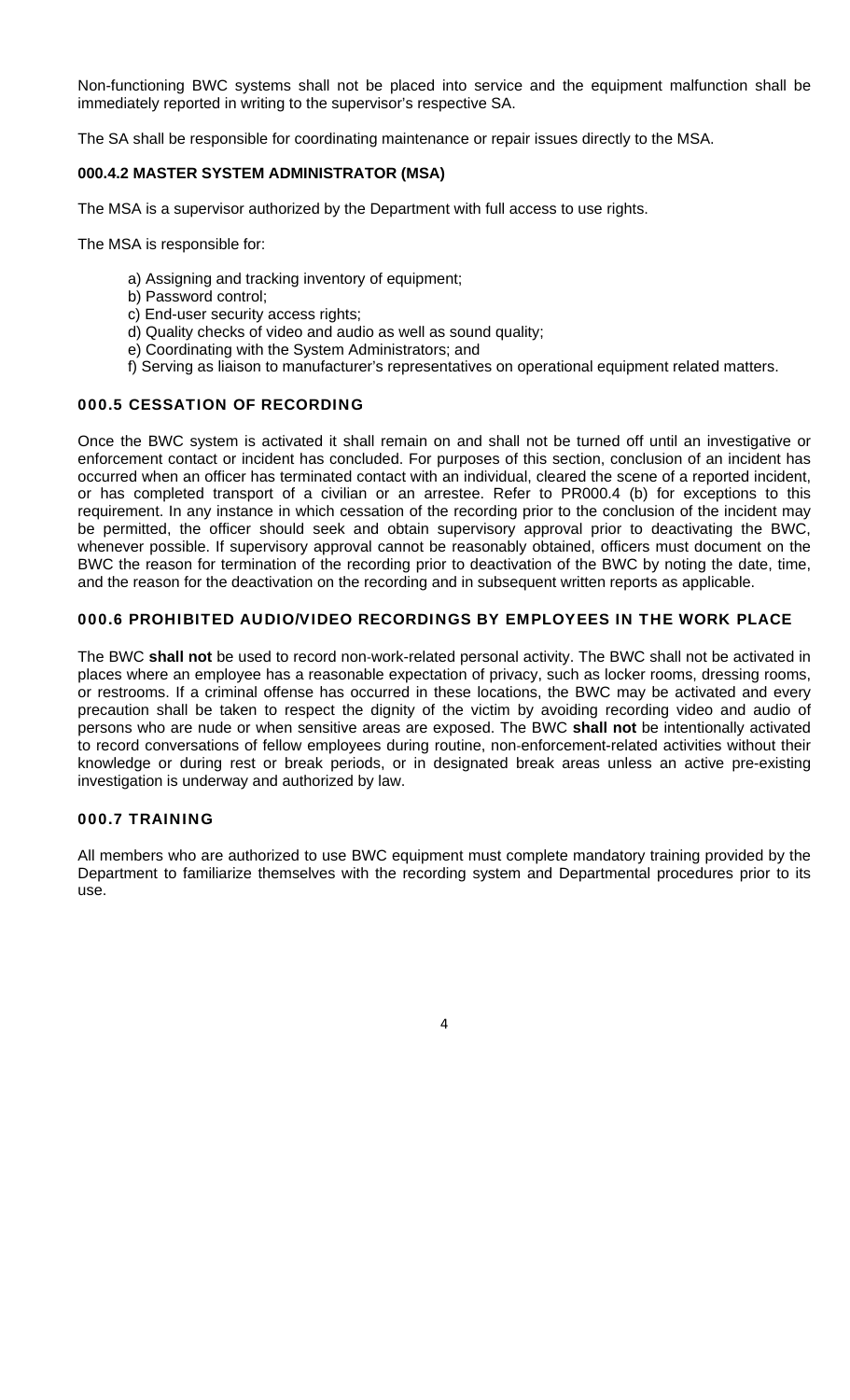Non-functioning BWC systems shall not be placed into service and the equipment malfunction shall be immediately reported in writing to the supervisor's respective SA.

The SA shall be responsible for coordinating maintenance or repair issues directly to the MSA.

### 000.4.2 MASTER SYSTEM ADMINISTRATOR (MSA)

The MSA is a supervisor authorized by the Department with full access to use rights.

The MSA is responsible for:

a) Assigning and tracking inventory of equipment;
b) Password control;
c) End-user security access rights;
d) Quality checks of video and audio as well as sound quality;
e) Coordinating with the System Administrators; and
f) Serving as liaison to manufacturer's representatives on operational equipment related matters.

## 000.5 CESSATION OF RECORDING

Once the BWC system is activated it shall remain on and shall not be turned off until an investigative or enforcement contact or incident has concluded. For purposes of this section, conclusion of an incident has occurred when an officer has terminated contact with an individual, cleared the scene of a reported incident, or has completed transport of a civilian or an arrestee. Refer to PR000.4 (b) for exceptions to this requirement. In any instance in which cessation of the recording prior to the conclusion of the incident may be permitted, the officer should seek and obtain supervisory approval prior to deactivating the BWC, whenever possible. If supervisory approval cannot be reasonably obtained, officers must document on the BWC the reason for termination of the recording prior to deactivation of the BWC by noting the date, time, and the reason for the deactivation on the recording and in subsequent written reports as applicable.

## 000.6 PROHIBITED AUDIO/VIDEO RECORDINGS BY EMPLOYEES IN THE WORK PLACE

The BWC **shall not** be used to record non-work-related personal activity. The BWC shall not be activated in places where an employee has a reasonable expectation of privacy, such as locker rooms, dressing rooms, or restrooms. If a criminal offense has occurred in these locations, the BWC may be activated and every precaution shall be taken to respect the dignity of the victim by avoiding recording video and audio of persons who are nude or when sensitive areas are exposed. The BWC **shall not** be intentionally activated to record conversations of fellow employees during routine, non-enforcement-related activities without their knowledge or during rest or break periods, or in designated break areas unless an active pre-existing investigation is underway and authorized by law.

## 000.7 TRAINING

All members who are authorized to use BWC equipment must complete mandatory training provided by the Department to familiarize themselves with the recording system and Departmental procedures prior to its use.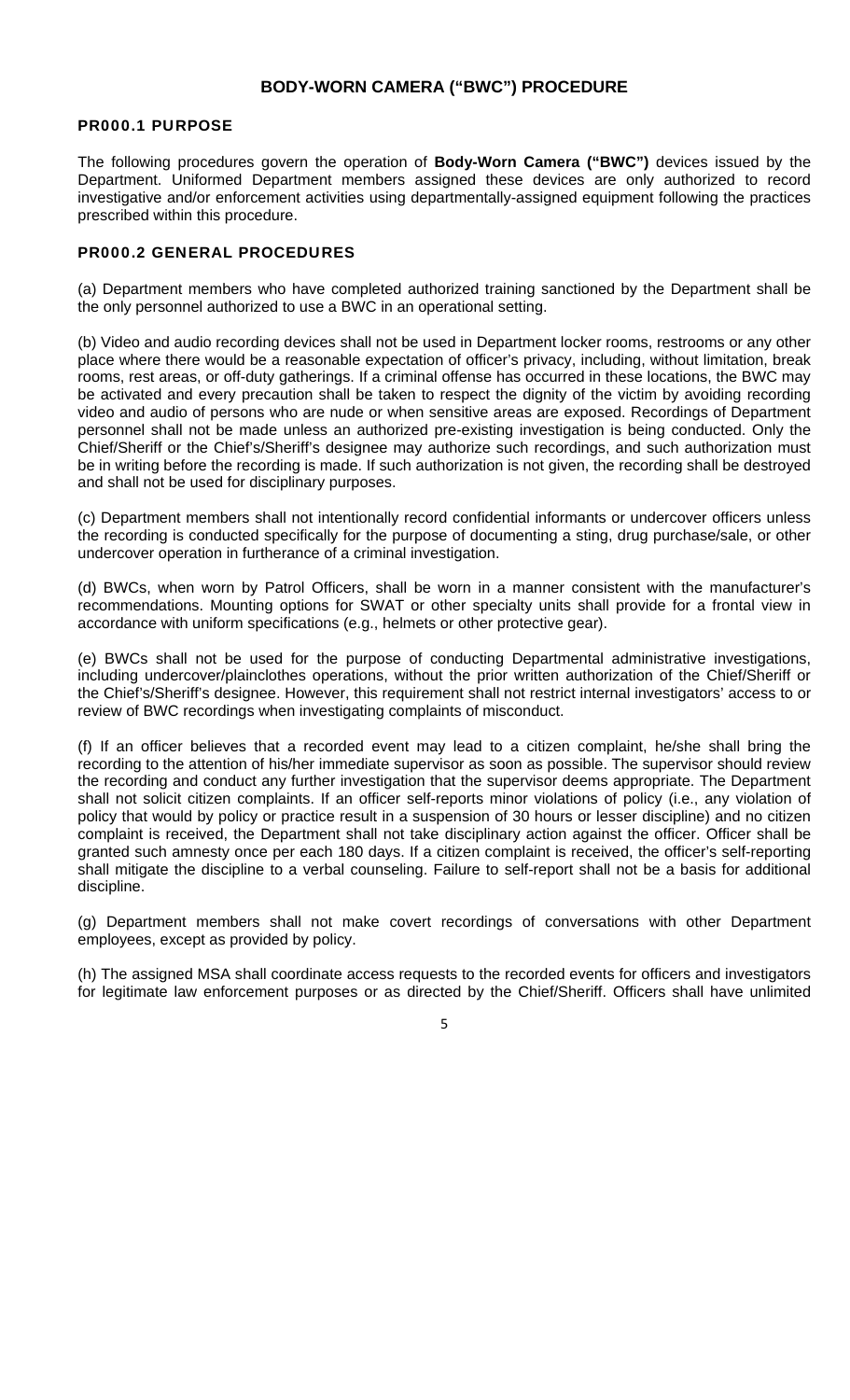## BODY-WORN CAMERA ("BWC") PROCEDURE

### PR000.1 PURPOSE

The following procedures govern the operation of **Body-Worn Camera ("BWC")** devices issued by the Department. Uniformed Department members assigned these devices are only authorized to record investigative and/or enforcement activities using departmentally-assigned equipment following the practices prescribed within this procedure.

### PR000.2 GENERAL PROCEDURES

(a) Department members who have completed authorized training sanctioned by the Department shall be the only personnel authorized to use a BWC in an operational setting.

(b) Video and audio recording devices shall not be used in Department locker rooms, restrooms or any other place where there would be a reasonable expectation of officer's privacy, including, without limitation, break rooms, rest areas, or off-duty gatherings. If a criminal offense has occurred in these locations, the BWC may be activated and every precaution shall be taken to respect the dignity of the victim by avoiding recording video and audio of persons who are nude or when sensitive areas are exposed. Recordings of Department personnel shall not be made unless an authorized pre-existing investigation is being conducted. Only the Chief/Sheriff or the Chief's/Sheriff's designee may authorize such recordings, and such authorization must be in writing before the recording is made. If such authorization is not given, the recording shall be destroyed and shall not be used for disciplinary purposes.

(c) Department members shall not intentionally record confidential informants or undercover officers unless the recording is conducted specifically for the purpose of documenting a sting, drug purchase/sale, or other undercover operation in furtherance of a criminal investigation.

(d) BWCs, when worn by Patrol Officers, shall be worn in a manner consistent with the manufacturer's recommendations. Mounting options for SWAT or other specialty units shall provide for a frontal view in accordance with uniform specifications (e.g., helmets or other protective gear).

(e) BWCs shall not be used for the purpose of conducting Departmental administrative investigations, including undercover/plainclothes operations, without the prior written authorization of the Chief/Sheriff or the Chief's/Sheriff's designee. However, this requirement shall not restrict internal investigators' access to or review of BWC recordings when investigating complaints of misconduct.

(f) If an officer believes that a recorded event may lead to a citizen complaint, he/she shall bring the recording to the attention of his/her immediate supervisor as soon as possible. The supervisor should review the recording and conduct any further investigation that the supervisor deems appropriate. The Department shall not solicit citizen complaints. If an officer self-reports minor violations of policy (i.e., any violation of policy that would by policy or practice result in a suspension of 30 hours or lesser discipline) and no citizen complaint is received, the Department shall not take disciplinary action against the officer. Officer shall be granted such amnesty once per each 180 days. If a citizen complaint is received, the officer's self-reporting shall mitigate the discipline to a verbal counseling. Failure to self-report shall not be a basis for additional discipline.

(g) Department members shall not make covert recordings of conversations with other Department employees, except as provided by policy.

(h) The assigned MSA shall coordinate access requests to the recorded events for officers and investigators for legitimate law enforcement purposes or as directed by the Chief/Sheriff. Officers shall have unlimited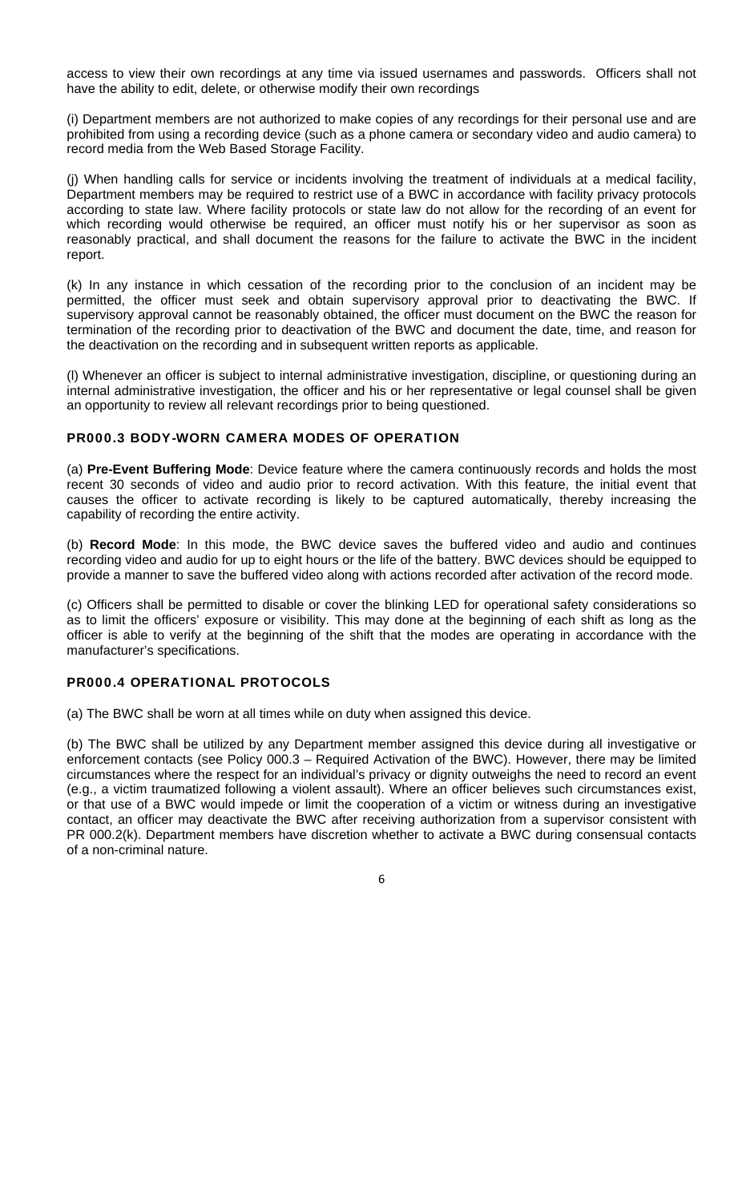access to view their own recordings at any time via issued usernames and passwords. Officers shall not have the ability to edit, delete, or otherwise modify their own recordings

(i) Department members are not authorized to make copies of any recordings for their personal use and are prohibited from using a recording device (such as a phone camera or secondary video and audio camera) to record media from the Web Based Storage Facility.

(j) When handling calls for service or incidents involving the treatment of individuals at a medical facility, Department members may be required to restrict use of a BWC in accordance with facility privacy protocols according to state law. Where facility protocols or state law do not allow for the recording of an event for which recording would otherwise be required, an officer must notify his or her supervisor as soon as reasonably practical, and shall document the reasons for the failure to activate the BWC in the incident report.

(k) In any instance in which cessation of the recording prior to the conclusion of an incident may be permitted, the officer must seek and obtain supervisory approval prior to deactivating the BWC. If supervisory approval cannot be reasonably obtained, the officer must document on the BWC the reason for termination of the recording prior to deactivation of the BWC and document the date, time, and reason for the deactivation on the recording and in subsequent written reports as applicable.

(l) Whenever an officer is subject to internal administrative investigation, discipline, or questioning during an internal administrative investigation, the officer and his or her representative or legal counsel shall be given an opportunity to review all relevant recordings prior to being questioned.

### PR000.3 BODY-WORN CAMERA MODES OF OPERATION

(a) **Pre-Event Buffering Mode**: Device feature where the camera continuously records and holds the most recent 30 seconds of video and audio prior to record activation. With this feature, the initial event that causes the officer to activate recording is likely to be captured automatically, thereby increasing the capability of recording the entire activity.

(b) **Record Mode**: In this mode, the BWC device saves the buffered video and audio and continues recording video and audio for up to eight hours or the life of the battery. BWC devices should be equipped to provide a manner to save the buffered video along with actions recorded after activation of the record mode.

(c) Officers shall be permitted to disable or cover the blinking LED for operational safety considerations so as to limit the officers' exposure or visibility. This may done at the beginning of each shift as long as the officer is able to verify at the beginning of the shift that the modes are operating in accordance with the manufacturer's specifications.

### PR000.4 OPERATIONAL PROTOCOLS

(a) The BWC shall be worn at all times while on duty when assigned this device.

(b) The BWC shall be utilized by any Department member assigned this device during all investigative or enforcement contacts (see Policy 000.3 – Required Activation of the BWC). However, there may be limited circumstances where the respect for an individual's privacy or dignity outweighs the need to record an event (e.g., a victim traumatized following a violent assault). Where an officer believes such circumstances exist, or that use of a BWC would impede or limit the cooperation of a victim or witness during an investigative contact, an officer may deactivate the BWC after receiving authorization from a supervisor consistent with PR 000.2(k). Department members have discretion whether to activate a BWC during consensual contacts of a non-criminal nature.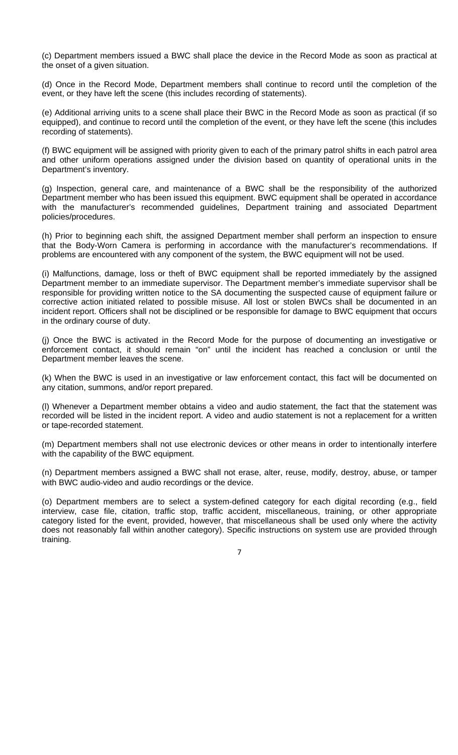(c) Department members issued a BWC shall place the device in the Record Mode as soon as practical at the onset of a given situation.

(d) Once in the Record Mode, Department members shall continue to record until the completion of the event, or they have left the scene (this includes recording of statements).

(e) Additional arriving units to a scene shall place their BWC in the Record Mode as soon as practical (if so equipped), and continue to record until the completion of the event, or they have left the scene (this includes recording of statements).

(f) BWC equipment will be assigned with priority given to each of the primary patrol shifts in each patrol area and other uniform operations assigned under the division based on quantity of operational units in the Department's inventory.

(g) Inspection, general care, and maintenance of a BWC shall be the responsibility of the authorized Department member who has been issued this equipment. BWC equipment shall be operated in accordance with the manufacturer's recommended guidelines, Department training and associated Department policies/procedures.

(h) Prior to beginning each shift, the assigned Department member shall perform an inspection to ensure that the Body-Worn Camera is performing in accordance with the manufacturer's recommendations. If problems are encountered with any component of the system, the BWC equipment will not be used.

(i) Malfunctions, damage, loss or theft of BWC equipment shall be reported immediately by the assigned Department member to an immediate supervisor. The Department member's immediate supervisor shall be responsible for providing written notice to the SA documenting the suspected cause of equipment failure or corrective action initiated related to possible misuse. All lost or stolen BWCs shall be documented in an incident report. Officers shall not be disciplined or be responsible for damage to BWC equipment that occurs in the ordinary course of duty.

(j) Once the BWC is activated in the Record Mode for the purpose of documenting an investigative or enforcement contact, it should remain "on" until the incident has reached a conclusion or until the Department member leaves the scene.

(k) When the BWC is used in an investigative or law enforcement contact, this fact will be documented on any citation, summons, and/or report prepared.

(l) Whenever a Department member obtains a video and audio statement, the fact that the statement was recorded will be listed in the incident report. A video and audio statement is not a replacement for a written or tape-recorded statement.

(m) Department members shall not use electronic devices or other means in order to intentionally interfere with the capability of the BWC equipment.

(n) Department members assigned a BWC shall not erase, alter, reuse, modify, destroy, abuse, or tamper with BWC audio-video and audio recordings or the device.

(o) Department members are to select a system-defined category for each digital recording (e.g., field interview, case file, citation, traffic stop, traffic accident, miscellaneous, training, or other appropriate category listed for the event, provided, however, that miscellaneous shall be used only where the activity does not reasonably fall within another category). Specific instructions on system use are provided through training.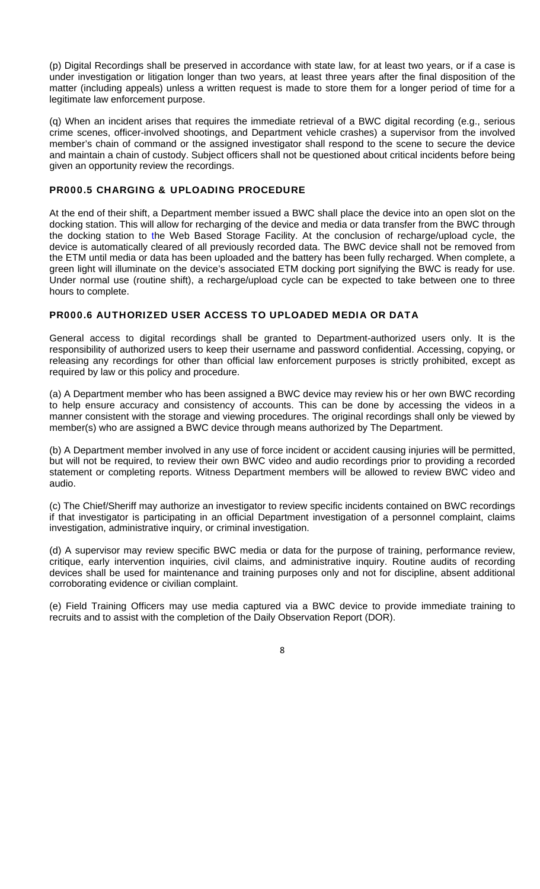(p) Digital Recordings shall be preserved in accordance with state law, for at least two years, or if a case is under investigation or litigation longer than two years, at least three years after the final disposition of the matter (including appeals) unless a written request is made to store them for a longer period of time for a legitimate law enforcement purpose.

(q) When an incident arises that requires the immediate retrieval of a BWC digital recording (e.g., serious crime scenes, officer-involved shootings, and Department vehicle crashes) a supervisor from the involved member's chain of command or the assigned investigator shall respond to the scene to secure the device and maintain a chain of custody. Subject officers shall not be questioned about critical incidents before being given an opportunity review the recordings.

### PR000.5 CHARGING & UPLOADING PROCEDURE

At the end of their shift, a Department member issued a BWC shall place the device into an open slot on the docking station. This will allow for recharging of the device and media or data transfer from the BWC through the docking station to the Web Based Storage Facility. At the conclusion of recharge/upload cycle, the device is automatically cleared of all previously recorded data. The BWC device shall not be removed from the ETM until media or data has been uploaded and the battery has been fully recharged. When complete, a green light will illuminate on the device's associated ETM docking port signifying the BWC is ready for use. Under normal use (routine shift), a recharge/upload cycle can be expected to take between one to three hours to complete.

### PR000.6 AUTHORIZED USER ACCESS TO UPLOADED MEDIA OR DATA

General access to digital recordings shall be granted to Department-authorized users only. It is the responsibility of authorized users to keep their username and password confidential. Accessing, copying, or releasing any recordings for other than official law enforcement purposes is strictly prohibited, except as required by law or this policy and procedure.

(a) A Department member who has been assigned a BWC device may review his or her own BWC recording to help ensure accuracy and consistency of accounts. This can be done by accessing the videos in a manner consistent with the storage and viewing procedures. The original recordings shall only be viewed by member(s) who are assigned a BWC device through means authorized by The Department.

(b) A Department member involved in any use of force incident or accident causing injuries will be permitted, but will not be required, to review their own BWC video and audio recordings prior to providing a recorded statement or completing reports. Witness Department members will be allowed to review BWC video and audio.

(c) The Chief/Sheriff may authorize an investigator to review specific incidents contained on BWC recordings if that investigator is participating in an official Department investigation of a personnel complaint, claims investigation, administrative inquiry, or criminal investigation.

(d) A supervisor may review specific BWC media or data for the purpose of training, performance review, critique, early intervention inquiries, civil claims, and administrative inquiry. Routine audits of recording devices shall be used for maintenance and training purposes only and not for discipline, absent additional corroborating evidence or civilian complaint.

(e) Field Training Officers may use media captured via a BWC device to provide immediate training to recruits and to assist with the completion of the Daily Observation Report (DOR).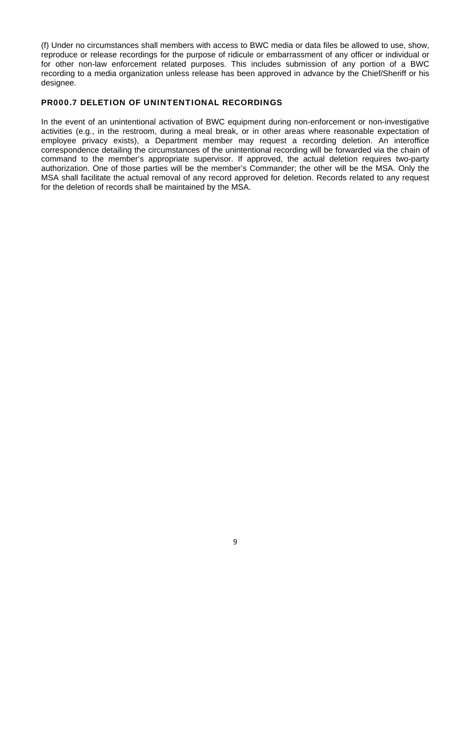(f) Under no circumstances shall members with access to BWC media or data files be allowed to use, show, reproduce or release recordings for the purpose of ridicule or embarrassment of any officer or individual or for other non-law enforcement related purposes. This includes submission of any portion of a BWC recording to a media organization unless release has been approved in advance by the Chief/Sheriff or his designee.

### PR000.7 DELETION OF UNINTENTIONAL RECORDINGS

In the event of an unintentional activation of BWC equipment during non-enforcement or non-investigative activities (e.g., in the restroom, during a meal break, or in other areas where reasonable expectation of employee privacy exists), a Department member may request a recording deletion. An interoffice correspondence detailing the circumstances of the unintentional recording will be forwarded via the chain of command to the member's appropriate supervisor. If approved, the actual deletion requires two-party authorization. One of those parties will be the member's Commander; the other will be the MSA. Only the MSA shall facilitate the actual removal of any record approved for deletion. Records related to any request for the deletion of records shall be maintained by the MSA.